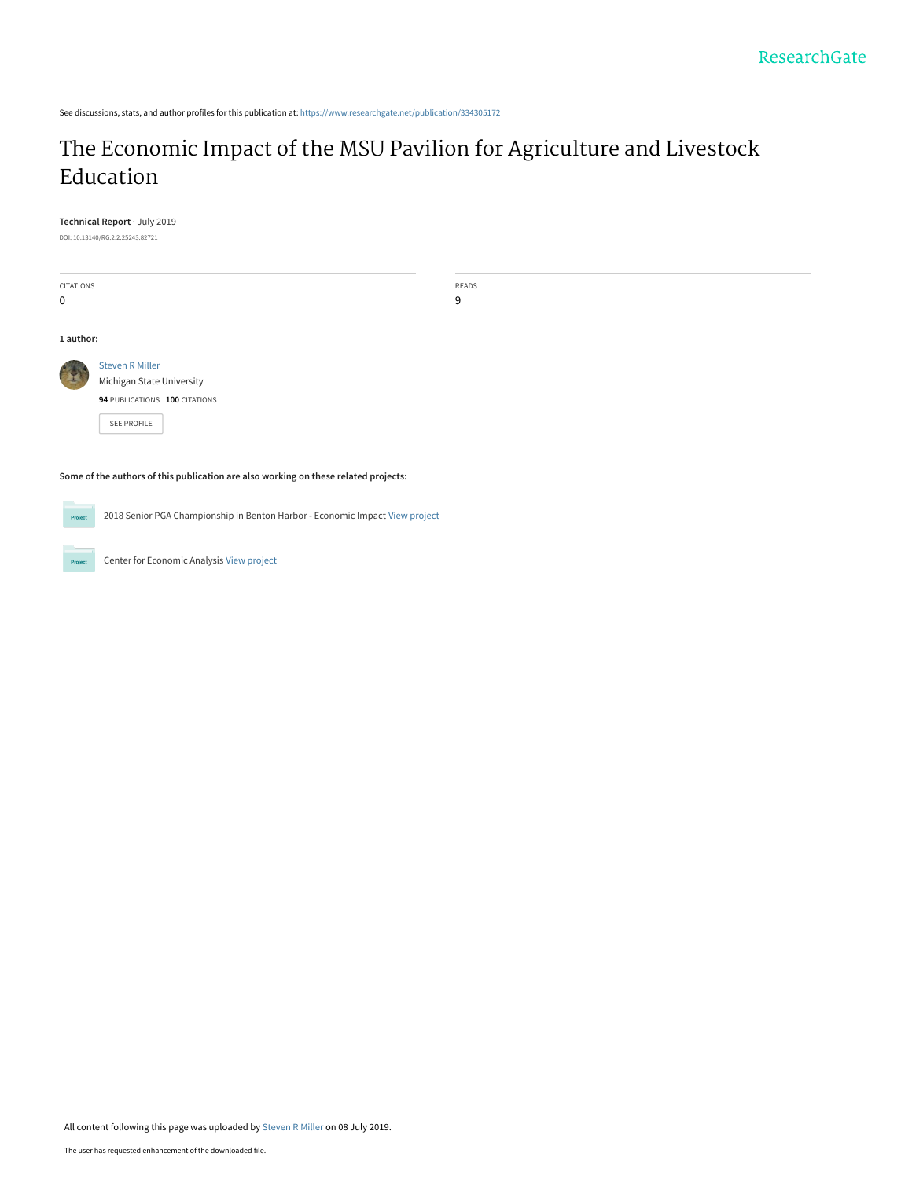See discussions, stats, and author profiles for this publication at: https://www.researchgate.net/publication/334305172

# The Economic Impact of the MSU Pavilion for Agriculture and Livestock Education

**Technical Report** · July 2019

DOI: 10.13140/RG.2.2.25243.82721

| CITATIONS | READS |
|---|---|
| 0 | 9 |

**1 author:**

Steven R Miller
Michigan State University
**94** PUBLICATIONS **100** CITATIONS

SEE PROFILE

**Some of the authors of this publication are also working on these related projects:**

Project: 2018 Senior PGA Championship in Benton Harbor - Economic Impact View project

Project: Center for Economic Analysis View project

All content following this page was uploaded by Steven R Miller on 08 July 2019.

The user has requested enhancement of the downloaded file.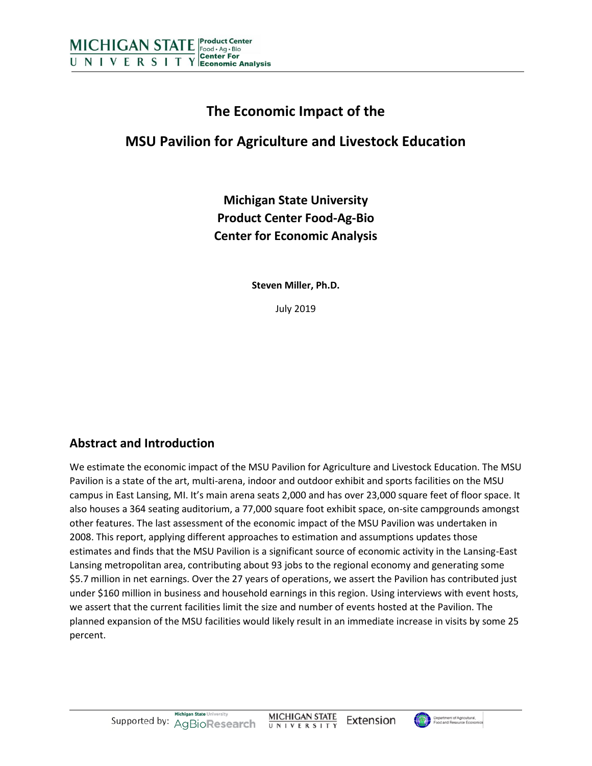# The Economic Impact of the

# MSU Pavilion for Agriculture and Livestock Education

## Michigan State University
## Product Center Food-Ag-Bio
## Center for Economic Analysis

**Steven Miller, Ph.D.**

July 2019

## Abstract and Introduction

We estimate the economic impact of the MSU Pavilion for Agriculture and Livestock Education. The MSU Pavilion is a state of the art, multi-arena, indoor and outdoor exhibit and sports facilities on the MSU campus in East Lansing, MI. It's main arena seats 2,000 and has over 23,000 square feet of floor space. It also houses a 364 seating auditorium, a 77,000 square foot exhibit space, on-site campgrounds amongst other features. The last assessment of the economic impact of the MSU Pavilion was undertaken in 2008. This report, applying different approaches to estimation and assumptions updates those estimates and finds that the MSU Pavilion is a significant source of economic activity in the Lansing-East Lansing metropolitan area, contributing about 93 jobs to the regional economy and generating some $5.7 million in net earnings. Over the 27 years of operations, we assert the Pavilion has contributed just under $160 million in business and household earnings in this region. Using interviews with event hosts, we assert that the current facilities limit the size and number of events hosted at the Pavilion. The planned expansion of the MSU facilities would likely result in an immediate increase in visits by some 25 percent.

Supported by: Michigan State University AgBioResearch | Michigan State University Extension | Department of Agricultural, Food and Resource Economics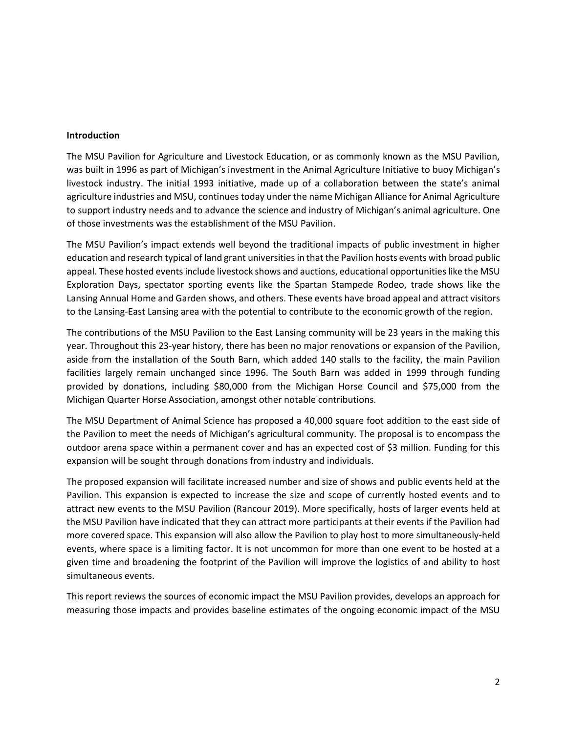**Introduction**

The MSU Pavilion for Agriculture and Livestock Education, or as commonly known as the MSU Pavilion, was built in 1996 as part of Michigan's investment in the Animal Agriculture Initiative to buoy Michigan's livestock industry. The initial 1993 initiative, made up of a collaboration between the state's animal agriculture industries and MSU, continues today under the name Michigan Alliance for Animal Agriculture to support industry needs and to advance the science and industry of Michigan's animal agriculture. One of those investments was the establishment of the MSU Pavilion.

The MSU Pavilion's impact extends well beyond the traditional impacts of public investment in higher education and research typical of land grant universities in that the Pavilion hosts events with broad public appeal. These hosted events include livestock shows and auctions, educational opportunities like the MSU Exploration Days, spectator sporting events like the Spartan Stampede Rodeo, trade shows like the Lansing Annual Home and Garden shows, and others. These events have broad appeal and attract visitors to the Lansing-East Lansing area with the potential to contribute to the economic growth of the region.

The contributions of the MSU Pavilion to the East Lansing community will be 23 years in the making this year. Throughout this 23-year history, there has been no major renovations or expansion of the Pavilion, aside from the installation of the South Barn, which added 140 stalls to the facility, the main Pavilion facilities largely remain unchanged since 1996. The South Barn was added in 1999 through funding provided by donations, including $80,000 from the Michigan Horse Council and $75,000 from the Michigan Quarter Horse Association, amongst other notable contributions.

The MSU Department of Animal Science has proposed a 40,000 square foot addition to the east side of the Pavilion to meet the needs of Michigan's agricultural community. The proposal is to encompass the outdoor arena space within a permanent cover and has an expected cost of $3 million. Funding for this expansion will be sought through donations from industry and individuals.

The proposed expansion will facilitate increased number and size of shows and public events held at the Pavilion. This expansion is expected to increase the size and scope of currently hosted events and to attract new events to the MSU Pavilion (Rancour 2019). More specifically, hosts of larger events held at the MSU Pavilion have indicated that they can attract more participants at their events if the Pavilion had more covered space. This expansion will also allow the Pavilion to play host to more simultaneously-held events, where space is a limiting factor. It is not uncommon for more than one event to be hosted at a given time and broadening the footprint of the Pavilion will improve the logistics of and ability to host simultaneous events.

This report reviews the sources of economic impact the MSU Pavilion provides, develops an approach for measuring those impacts and provides baseline estimates of the ongoing economic impact of the MSU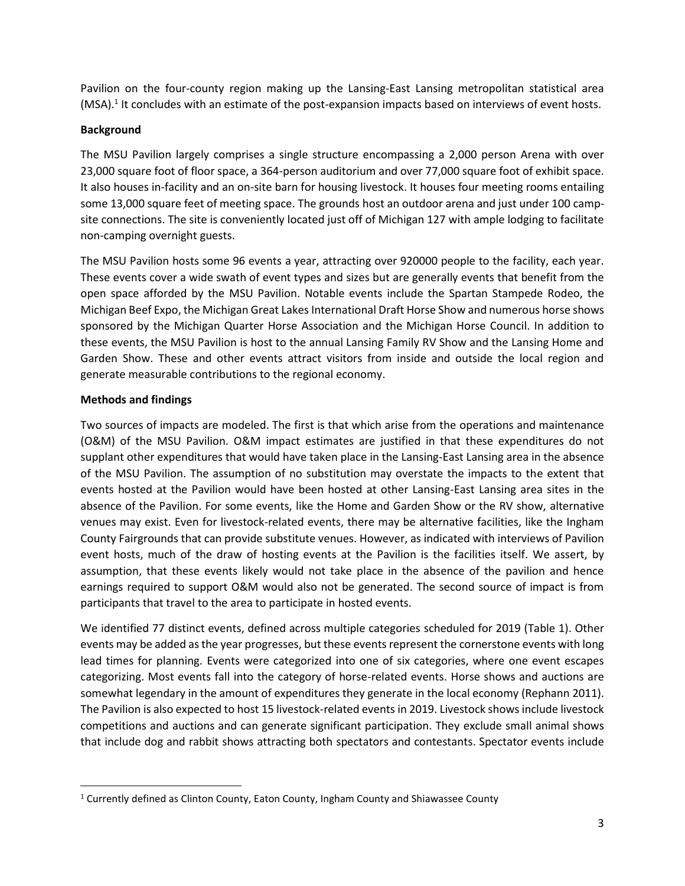Pavilion on the four-county region making up the Lansing-East Lansing metropolitan statistical area (MSA).[1] It concludes with an estimate of the post-expansion impacts based on interviews of event hosts.

**Background**

The MSU Pavilion largely comprises a single structure encompassing a 2,000 person Arena with over 23,000 square foot of floor space, a 364-person auditorium and over 77,000 square foot of exhibit space. It also houses in-facility and an on-site barn for housing livestock. It houses four meeting rooms entailing some 13,000 square feet of meeting space. The grounds host an outdoor arena and just under 100 camp-site connections. The site is conveniently located just off of Michigan 127 with ample lodging to facilitate non-camping overnight guests.

The MSU Pavilion hosts some 96 events a year, attracting over 920000 people to the facility, each year. These events cover a wide swath of event types and sizes but are generally events that benefit from the open space afforded by the MSU Pavilion. Notable events include the Spartan Stampede Rodeo, the Michigan Beef Expo, the Michigan Great Lakes International Draft Horse Show and numerous horse shows sponsored by the Michigan Quarter Horse Association and the Michigan Horse Council. In addition to these events, the MSU Pavilion is host to the annual Lansing Family RV Show and the Lansing Home and Garden Show. These and other events attract visitors from inside and outside the local region and generate measurable contributions to the regional economy.

**Methods and findings**

Two sources of impacts are modeled. The first is that which arise from the operations and maintenance (O&M) of the MSU Pavilion. O&M impact estimates are justified in that these expenditures do not supplant other expenditures that would have taken place in the Lansing-East Lansing area in the absence of the MSU Pavilion. The assumption of no substitution may overstate the impacts to the extent that events hosted at the Pavilion would have been hosted at other Lansing-East Lansing area sites in the absence of the Pavilion. For some events, like the Home and Garden Show or the RV show, alternative venues may exist. Even for livestock-related events, there may be alternative facilities, like the Ingham County Fairgrounds that can provide substitute venues. However, as indicated with interviews of Pavilion event hosts, much of the draw of hosting events at the Pavilion is the facilities itself. We assert, by assumption, that these events likely would not take place in the absence of the pavilion and hence earnings required to support O&M would also not be generated. The second source of impact is from participants that travel to the area to participate in hosted events.

We identified 77 distinct events, defined across multiple categories scheduled for 2019 (Table 1). Other events may be added as the year progresses, but these events represent the cornerstone events with long lead times for planning. Events were categorized into one of six categories, where one event escapes categorizing. Most events fall into the category of horse-related events. Horse shows and auctions are somewhat legendary in the amount of expenditures they generate in the local economy (Rephann 2011). The Pavilion is also expected to host 15 livestock-related events in 2019. Livestock shows include livestock competitions and auctions and can generate significant participation. They exclude small animal shows that include dog and rabbit shows attracting both spectators and contestants. Spectator events include

[1] Currently defined as Clinton County, Eaton County, Ingham County and Shiawassee County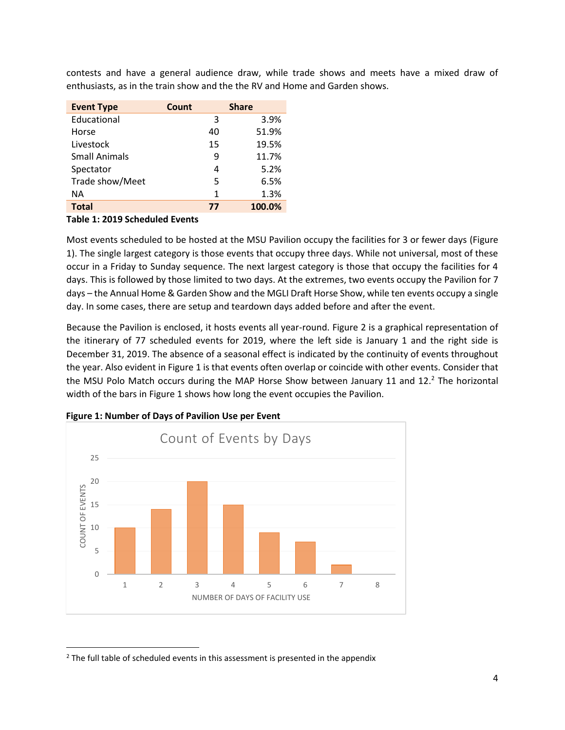contests and have a general audience draw, while trade shows and meets have a mixed draw of enthusiasts, as in the train show and the the RV and Home and Garden shows.

| Event Type | Count | Share |
|---|---|---|
| Educational | 3 | 3.9% |
| Horse | 40 | 51.9% |
| Livestock | 15 | 19.5% |
| Small Animals | 9 | 11.7% |
| Spectator | 4 | 5.2% |
| Trade show/Meet | 5 | 6.5% |
| NA | 1 | 1.3% |
| **Total** | **77** | **100.0%** |

**Table 1: 2019 Scheduled Events**

Most events scheduled to be hosted at the MSU Pavilion occupy the facilities for 3 or fewer days (Figure 1). The single largest category is those events that occupy three days. While not universal, most of these occur in a Friday to Sunday sequence. The next largest category is those that occupy the facilities for 4 days. This is followed by those limited to two days. At the extremes, two events occupy the Pavilion for 7 days – the Annual Home & Garden Show and the MGLI Draft Horse Show, while ten events occupy a single day. In some cases, there are setup and teardown days added before and after the event.

Because the Pavilion is enclosed, it hosts events all year-round. Figure 2 is a graphical representation of the itinerary of 77 scheduled events for 2019, where the left side is January 1 and the right side is December 31, 2019. The absence of a seasonal effect is indicated by the continuity of events throughout the year. Also evident in Figure 1 is that events often overlap or coincide with other events. Consider that the MSU Polo Match occurs during the MAP Horse Show between January 11 and 12.[2] The horizontal width of the bars in Figure 1 shows how long the event occupies the Pavilion.

**Figure 1: Number of Days of Pavilion Use per Event**

Count of Events by Days

| Number of Days of Facility Use | Count of Events |
|---|---|
| 1 | 10 |
| 2 | 14 |
| 3 | 20 |
| 4 | 15 |
| 5 | 9 |
| 6 | 7 |
| 7 | 2 |
| 8 | 0 |

[2] The full table of scheduled events in this assessment is presented in the appendix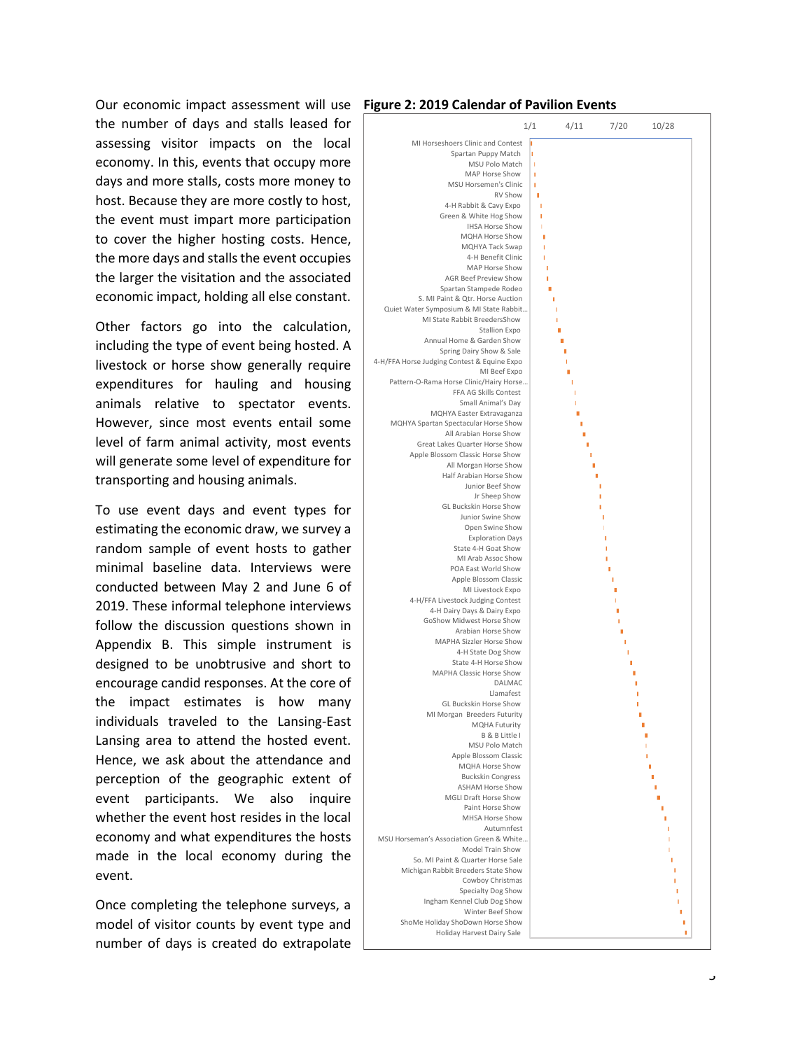Our economic impact assessment will use the number of days and stalls leased for assessing visitor impacts on the local economy. In this, events that occupy more days and more stalls, costs more money to host. Because they are more costly to host, the event must impart more participation to cover the higher hosting costs. Hence, the more days and stalls the event occupies the larger the visitation and the associated economic impact, holding all else constant.

Other factors go into the calculation, including the type of event being hosted. A livestock or horse show generally require expenditures for hauling and housing animals relative to spectator events. However, since most events entail some level of farm animal activity, most events will generate some level of expenditure for transporting and housing animals.

To use event days and event types for estimating the economic draw, we survey a random sample of event hosts to gather minimal baseline data. Interviews were conducted between May 2 and June 6 of 2019. These informal telephone interviews follow the discussion questions shown in Appendix B. This simple instrument is designed to be unobtrusive and short to encourage candid responses. At the core of the impact estimates is how many individuals traveled to the Lansing-East Lansing area to attend the hosted event. Hence, we ask about the attendance and perception of the geographic extent of event participants. We also inquire whether the event host resides in the local economy and what expenditures the hosts made in the local economy during the event.

Once completing the telephone surveys, a model of visitor counts by event type and number of days is created do extrapolate

**Figure 2: 2019 Calendar of Pavilion Events**

Axis: 1/1, 4/11, 7/20, 10/28

Events (in calendar order): MI Horseshoers Clinic and Contest; Spartan Puppy Match; MSU Polo Match; MAP Horse Show; MSU Horsemen's Clinic; RV Show; 4-H Rabbit & Cavy Expo; Green & White Hog Show; IHSA Horse Show; MQHA Horse Show; MQHYA Tack Swap; 4-H Benefit Clinic; MAP Horse Show; AGR Beef Preview Show; Spartan Stampede Rodeo; S. MI Paint & Qtr. Horse Auction; Quiet Water Symposium & MI State Rabbit...; MI State Rabbit BreedersShow; Stallion Expo; Annual Home & Garden Show; Spring Dairy Show & Sale; 4-H/FFA Horse Judging Contest & Equine Expo; MI Beef Expo; Pattern-O-Rama Horse Clinic/Hairy Horse...; FFA AG Skills Contest; Small Animal's Day; MQHYA Easter Extravaganza; MQHYA Spartan Spectacular Horse Show; All Arabian Horse Show; Great Lakes Quarter Horse Show; Apple Blossom Classic Horse Show; All Morgan Horse Show; Half Arabian Horse Show; Junior Beef Show; Jr Sheep Show; GL Buckskin Horse Show; Junior Swine Show; Open Swine Show; Exploration Days; State 4-H Goat Show; MI Arab Assoc Show; POA East World Show; Apple Blossom Classic; MI Livestock Expo; 4-H/FFA Livestock Judging Contest; 4-H Dairy Days & Dairy Expo; GoShow Midwest Horse Show; Arabian Horse Show; MAPHA Sizzler Horse Show; 4-H State Dog Show; State 4-H Horse Show; MAPHA Classic Horse Show; DALMAC; Llamafest; GL Buckskin Horse Show; MI Morgan Breeders Futurity; MQHA Futurity; B & B Little I; MSU Polo Match; Apple Blossom Classic; MQHA Horse Show; Buckskin Congress; ASHAM Horse Show; MGLI Draft Horse Show; Paint Horse Show; MHSA Horse Show; Autumnfest; MSU Horseman's Association Green & White...; Model Train Show; So. MI Paint & Quarter Horse Sale; Michigan Rabbit Breeders State Show; Cowboy Christmas; Specialty Dog Show; Ingham Kennel Club Dog Show; Winter Beef Show; ShoMe Holiday ShoDown Horse Show; Holiday Harvest Dairy Sale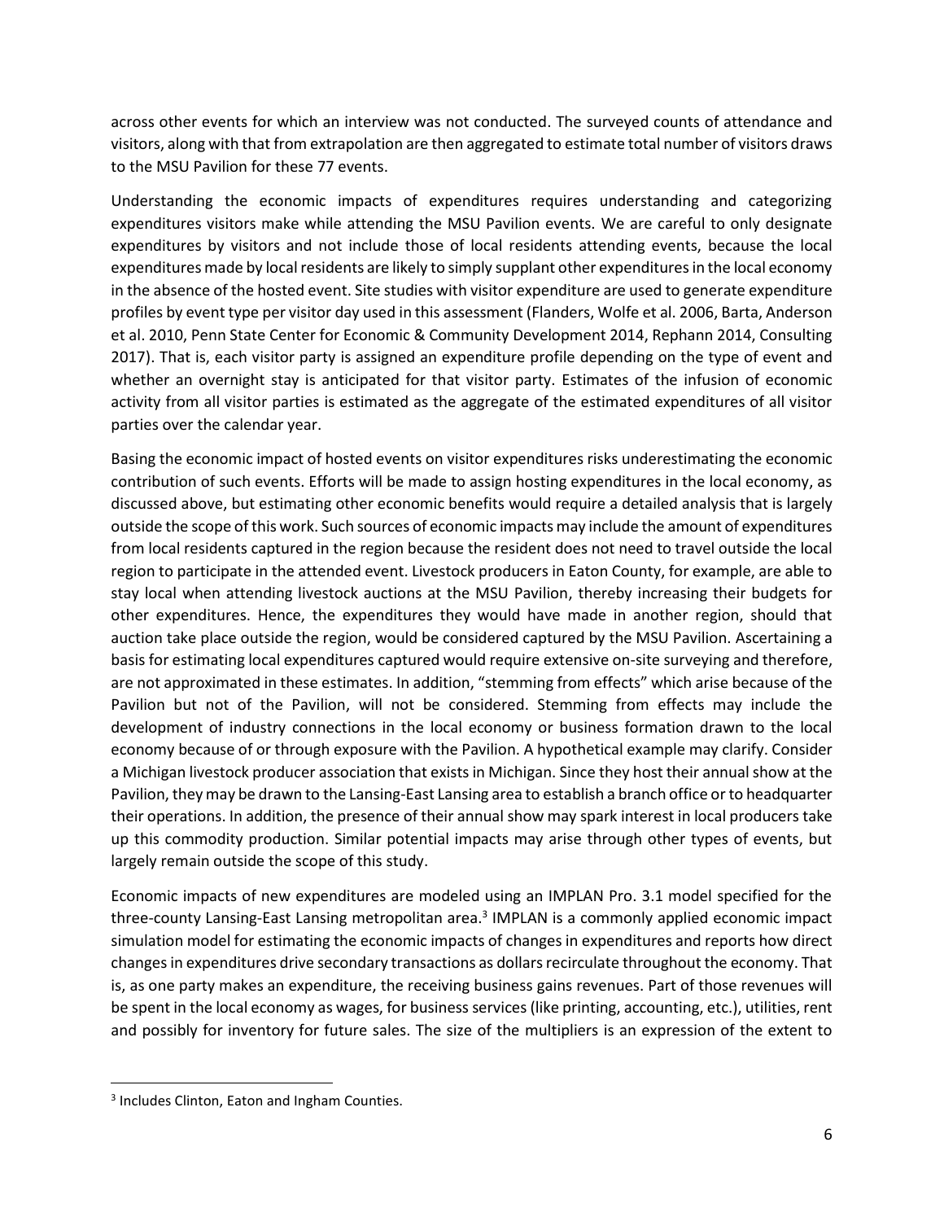across other events for which an interview was not conducted. The surveyed counts of attendance and visitors, along with that from extrapolation are then aggregated to estimate total number of visitors draws to the MSU Pavilion for these 77 events.

Understanding the economic impacts of expenditures requires understanding and categorizing expenditures visitors make while attending the MSU Pavilion events. We are careful to only designate expenditures by visitors and not include those of local residents attending events, because the local expenditures made by local residents are likely to simply supplant other expenditures in the local economy in the absence of the hosted event. Site studies with visitor expenditure are used to generate expenditure profiles by event type per visitor day used in this assessment (Flanders, Wolfe et al. 2006, Barta, Anderson et al. 2010, Penn State Center for Economic & Community Development 2014, Rephann 2014, Consulting 2017). That is, each visitor party is assigned an expenditure profile depending on the type of event and whether an overnight stay is anticipated for that visitor party. Estimates of the infusion of economic activity from all visitor parties is estimated as the aggregate of the estimated expenditures of all visitor parties over the calendar year.

Basing the economic impact of hosted events on visitor expenditures risks underestimating the economic contribution of such events. Efforts will be made to assign hosting expenditures in the local economy, as discussed above, but estimating other economic benefits would require a detailed analysis that is largely outside the scope of this work. Such sources of economic impacts may include the amount of expenditures from local residents captured in the region because the resident does not need to travel outside the local region to participate in the attended event. Livestock producers in Eaton County, for example, are able to stay local when attending livestock auctions at the MSU Pavilion, thereby increasing their budgets for other expenditures. Hence, the expenditures they would have made in another region, should that auction take place outside the region, would be considered captured by the MSU Pavilion. Ascertaining a basis for estimating local expenditures captured would require extensive on-site surveying and therefore, are not approximated in these estimates. In addition, "stemming from effects" which arise because of the Pavilion but not of the Pavilion, will not be considered. Stemming from effects may include the development of industry connections in the local economy or business formation drawn to the local economy because of or through exposure with the Pavilion. A hypothetical example may clarify. Consider a Michigan livestock producer association that exists in Michigan. Since they host their annual show at the Pavilion, they may be drawn to the Lansing-East Lansing area to establish a branch office or to headquarter their operations. In addition, the presence of their annual show may spark interest in local producers take up this commodity production. Similar potential impacts may arise through other types of events, but largely remain outside the scope of this study.

Economic impacts of new expenditures are modeled using an IMPLAN Pro. 3.1 model specified for the three-county Lansing-East Lansing metropolitan area.[3] IMPLAN is a commonly applied economic impact simulation model for estimating the economic impacts of changes in expenditures and reports how direct changes in expenditures drive secondary transactions as dollars recirculate throughout the economy. That is, as one party makes an expenditure, the receiving business gains revenues. Part of those revenues will be spent in the local economy as wages, for business services (like printing, accounting, etc.), utilities, rent and possibly for inventory for future sales. The size of the multipliers is an expression of the extent to

[3] Includes Clinton, Eaton and Ingham Counties.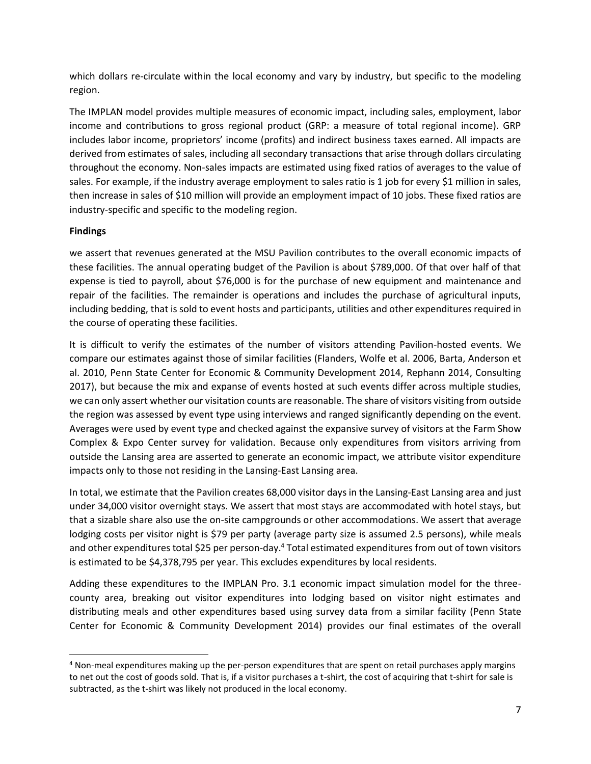which dollars re-circulate within the local economy and vary by industry, but specific to the modeling region.

The IMPLAN model provides multiple measures of economic impact, including sales, employment, labor income and contributions to gross regional product (GRP: a measure of total regional income). GRP includes labor income, proprietors' income (profits) and indirect business taxes earned. All impacts are derived from estimates of sales, including all secondary transactions that arise through dollars circulating throughout the economy. Non-sales impacts are estimated using fixed ratios of averages to the value of sales. For example, if the industry average employment to sales ratio is 1 job for every $1 million in sales, then increase in sales of $10 million will provide an employment impact of 10 jobs. These fixed ratios are industry-specific and specific to the modeling region.

**Findings**

we assert that revenues generated at the MSU Pavilion contributes to the overall economic impacts of these facilities. The annual operating budget of the Pavilion is about $789,000. Of that over half of that expense is tied to payroll, about $76,000 is for the purchase of new equipment and maintenance and repair of the facilities. The remainder is operations and includes the purchase of agricultural inputs, including bedding, that is sold to event hosts and participants, utilities and other expenditures required in the course of operating these facilities.

It is difficult to verify the estimates of the number of visitors attending Pavilion-hosted events. We compare our estimates against those of similar facilities (Flanders, Wolfe et al. 2006, Barta, Anderson et al. 2010, Penn State Center for Economic & Community Development 2014, Rephann 2014, Consulting 2017), but because the mix and expanse of events hosted at such events differ across multiple studies, we can only assert whether our visitation counts are reasonable. The share of visitors visiting from outside the region was assessed by event type using interviews and ranged significantly depending on the event. Averages were used by event type and checked against the expansive survey of visitors at the Farm Show Complex & Expo Center survey for validation. Because only expenditures from visitors arriving from outside the Lansing area are asserted to generate an economic impact, we attribute visitor expenditure impacts only to those not residing in the Lansing-East Lansing area.

In total, we estimate that the Pavilion creates 68,000 visitor days in the Lansing-East Lansing area and just under 34,000 visitor overnight stays. We assert that most stays are accommodated with hotel stays, but that a sizable share also use the on-site campgrounds or other accommodations. We assert that average lodging costs per visitor night is $79 per party (average party size is assumed 2.5 persons), while meals and other expenditures total $25 per person-day.[4] Total estimated expenditures from out of town visitors is estimated to be $4,378,795 per year. This excludes expenditures by local residents.

Adding these expenditures to the IMPLAN Pro. 3.1 economic impact simulation model for the three-county area, breaking out visitor expenditures into lodging based on visitor night estimates and distributing meals and other expenditures based using survey data from a similar facility (Penn State Center for Economic & Community Development 2014) provides our final estimates of the overall

[4] Non-meal expenditures making up the per-person expenditures that are spent on retail purchases apply margins to net out the cost of goods sold. That is, if a visitor purchases a t-shirt, the cost of acquiring that t-shirt for sale is subtracted, as the t-shirt was likely not produced in the local economy.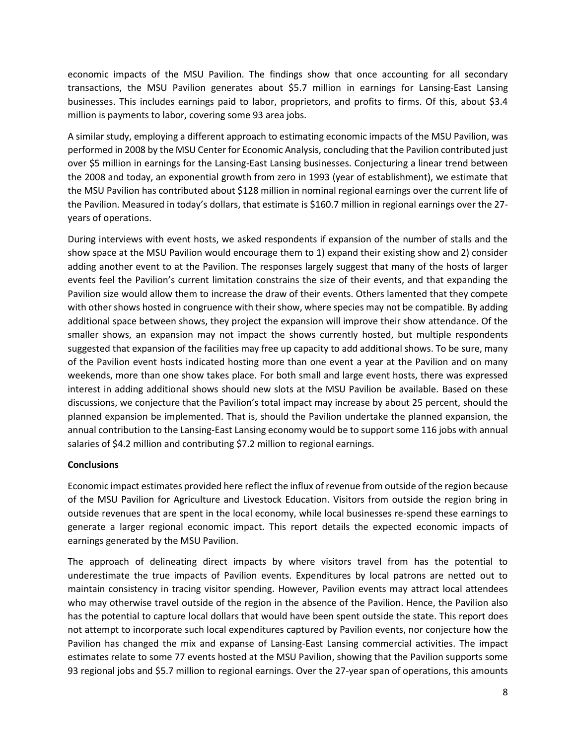economic impacts of the MSU Pavilion. The findings show that once accounting for all secondary transactions, the MSU Pavilion generates about $5.7 million in earnings for Lansing-East Lansing businesses. This includes earnings paid to labor, proprietors, and profits to firms. Of this, about $3.4 million is payments to labor, covering some 93 area jobs.

A similar study, employing a different approach to estimating economic impacts of the MSU Pavilion, was performed in 2008 by the MSU Center for Economic Analysis, concluding that the Pavilion contributed just over $5 million in earnings for the Lansing-East Lansing businesses. Conjecturing a linear trend between the 2008 and today, an exponential growth from zero in 1993 (year of establishment), we estimate that the MSU Pavilion has contributed about $128 million in nominal regional earnings over the current life of the Pavilion. Measured in today's dollars, that estimate is $160.7 million in regional earnings over the 27-years of operations.

During interviews with event hosts, we asked respondents if expansion of the number of stalls and the show space at the MSU Pavilion would encourage them to 1) expand their existing show and 2) consider adding another event to at the Pavilion. The responses largely suggest that many of the hosts of larger events feel the Pavilion's current limitation constrains the size of their events, and that expanding the Pavilion size would allow them to increase the draw of their events. Others lamented that they compete with other shows hosted in congruence with their show, where species may not be compatible. By adding additional space between shows, they project the expansion will improve their show attendance. Of the smaller shows, an expansion may not impact the shows currently hosted, but multiple respondents suggested that expansion of the facilities may free up capacity to add additional shows. To be sure, many of the Pavilion event hosts indicated hosting more than one event a year at the Pavilion and on many weekends, more than one show takes place. For both small and large event hosts, there was expressed interest in adding additional shows should new slots at the MSU Pavilion be available. Based on these discussions, we conjecture that the Pavilion's total impact may increase by about 25 percent, should the planned expansion be implemented. That is, should the Pavilion undertake the planned expansion, the annual contribution to the Lansing-East Lansing economy would be to support some 116 jobs with annual salaries of $4.2 million and contributing $7.2 million to regional earnings.

**Conclusions**

Economic impact estimates provided here reflect the influx of revenue from outside of the region because of the MSU Pavilion for Agriculture and Livestock Education. Visitors from outside the region bring in outside revenues that are spent in the local economy, while local businesses re-spend these earnings to generate a larger regional economic impact. This report details the expected economic impacts of earnings generated by the MSU Pavilion.

The approach of delineating direct impacts by where visitors travel from has the potential to underestimate the true impacts of Pavilion events. Expenditures by local patrons are netted out to maintain consistency in tracing visitor spending. However, Pavilion events may attract local attendees who may otherwise travel outside of the region in the absence of the Pavilion. Hence, the Pavilion also has the potential to capture local dollars that would have been spent outside the state. This report does not attempt to incorporate such local expenditures captured by Pavilion events, nor conjecture how the Pavilion has changed the mix and expanse of Lansing-East Lansing commercial activities. The impact estimates relate to some 77 events hosted at the MSU Pavilion, showing that the Pavilion supports some 93 regional jobs and $5.7 million to regional earnings. Over the 27-year span of operations, this amounts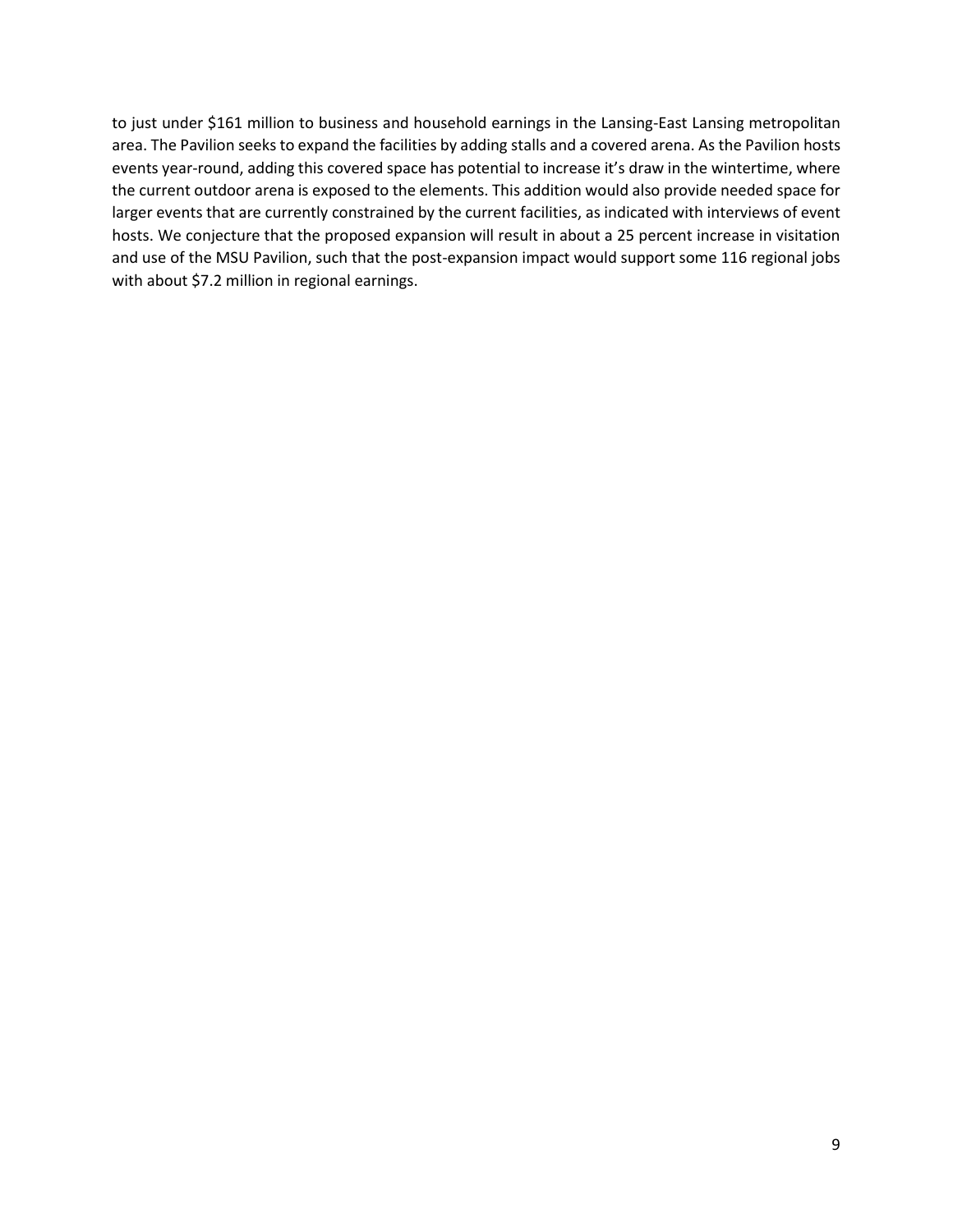to just under $161 million to business and household earnings in the Lansing-East Lansing metropolitan area. The Pavilion seeks to expand the facilities by adding stalls and a covered arena. As the Pavilion hosts events year-round, adding this covered space has potential to increase it's draw in the wintertime, where the current outdoor arena is exposed to the elements. This addition would also provide needed space for larger events that are currently constrained by the current facilities, as indicated with interviews of event hosts. We conjecture that the proposed expansion will result in about a 25 percent increase in visitation and use of the MSU Pavilion, such that the post-expansion impact would support some 116 regional jobs with about $7.2 million in regional earnings.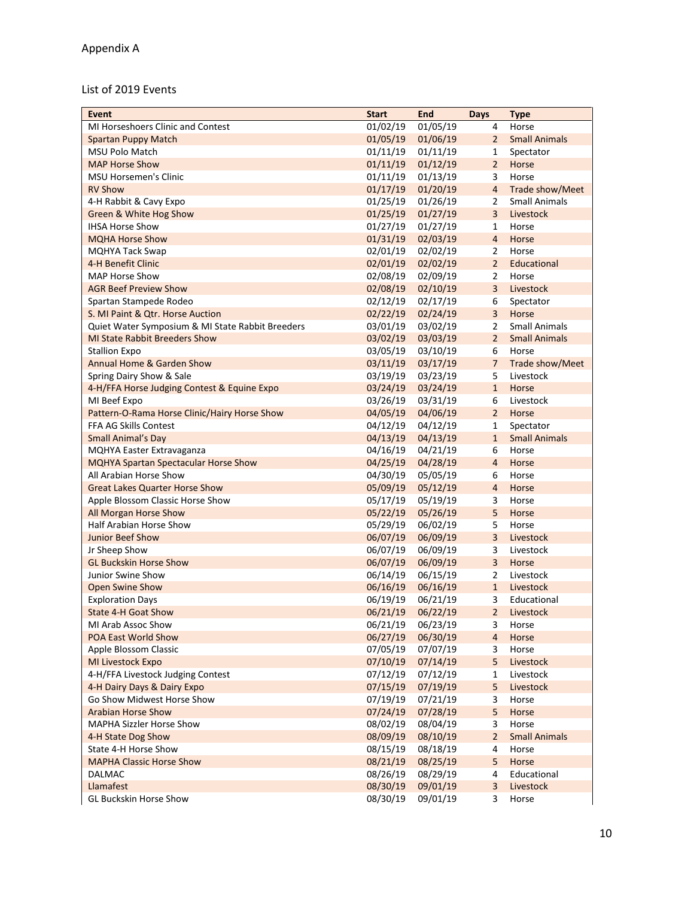Appendix A

List of 2019 Events

| Event | Start | End | Days | Type |
|---|---|---|---|---|
| MI Horseshoers Clinic and Contest | 01/02/19 | 01/05/19 | 4 | Horse |
| Spartan Puppy Match | 01/05/19 | 01/06/19 | 2 | Small Animals |
| MSU Polo Match | 01/11/19 | 01/11/19 | 1 | Spectator |
| MAP Horse Show | 01/11/19 | 01/12/19 | 2 | Horse |
| MSU Horsemen's Clinic | 01/11/19 | 01/13/19 | 3 | Horse |
| RV Show | 01/17/19 | 01/20/19 | 4 | Trade show/Meet |
| 4-H Rabbit & Cavy Expo | 01/25/19 | 01/26/19 | 2 | Small Animals |
| Green & White Hog Show | 01/25/19 | 01/27/19 | 3 | Livestock |
| IHSA Horse Show | 01/27/19 | 01/27/19 | 1 | Horse |
| MQHA Horse Show | 01/31/19 | 02/03/19 | 4 | Horse |
| MQHYA Tack Swap | 02/01/19 | 02/02/19 | 2 | Horse |
| 4-H Benefit Clinic | 02/01/19 | 02/02/19 | 2 | Educational |
| MAP Horse Show | 02/08/19 | 02/09/19 | 2 | Horse |
| AGR Beef Preview Show | 02/08/19 | 02/10/19 | 3 | Livestock |
| Spartan Stampede Rodeo | 02/12/19 | 02/17/19 | 6 | Spectator |
| S. MI Paint & Qtr. Horse Auction | 02/22/19 | 02/24/19 | 3 | Horse |
| Quiet Water Symposium & MI State Rabbit Breeders | 03/01/19 | 03/02/19 | 2 | Small Animals |
| MI State Rabbit Breeders Show | 03/02/19 | 03/03/19 | 2 | Small Animals |
| Stallion Expo | 03/05/19 | 03/10/19 | 6 | Horse |
| Annual Home & Garden Show | 03/11/19 | 03/17/19 | 7 | Trade show/Meet |
| Spring Dairy Show & Sale | 03/19/19 | 03/23/19 | 5 | Livestock |
| 4-H/FFA Horse Judging Contest & Equine Expo | 03/24/19 | 03/24/19 | 1 | Horse |
| MI Beef Expo | 03/26/19 | 03/31/19 | 6 | Livestock |
| Pattern-O-Rama Horse Clinic/Hairy Horse Show | 04/05/19 | 04/06/19 | 2 | Horse |
| FFA AG Skills Contest | 04/12/19 | 04/12/19 | 1 | Spectator |
| Small Animal's Day | 04/13/19 | 04/13/19 | 1 | Small Animals |
| MQHYA Easter Extravaganza | 04/16/19 | 04/21/19 | 6 | Horse |
| MQHYA Spartan Spectacular Horse Show | 04/25/19 | 04/28/19 | 4 | Horse |
| All Arabian Horse Show | 04/30/19 | 05/05/19 | 6 | Horse |
| Great Lakes Quarter Horse Show | 05/09/19 | 05/12/19 | 4 | Horse |
| Apple Blossom Classic Horse Show | 05/17/19 | 05/19/19 | 3 | Horse |
| All Morgan Horse Show | 05/22/19 | 05/26/19 | 5 | Horse |
| Half Arabian Horse Show | 05/29/19 | 06/02/19 | 5 | Horse |
| Junior Beef Show | 06/07/19 | 06/09/19 | 3 | Livestock |
| Jr Sheep Show | 06/07/19 | 06/09/19 | 3 | Livestock |
| GL Buckskin Horse Show | 06/07/19 | 06/09/19 | 3 | Horse |
| Junior Swine Show | 06/14/19 | 06/15/19 | 2 | Livestock |
| Open Swine Show | 06/16/19 | 06/16/19 | 1 | Livestock |
| Exploration Days | 06/19/19 | 06/21/19 | 3 | Educational |
| State 4-H Goat Show | 06/21/19 | 06/22/19 | 2 | Livestock |
| MI Arab Assoc Show | 06/21/19 | 06/23/19 | 3 | Horse |
| POA East World Show | 06/27/19 | 06/30/19 | 4 | Horse |
| Apple Blossom Classic | 07/05/19 | 07/07/19 | 3 | Horse |
| MI Livestock Expo | 07/10/19 | 07/14/19 | 5 | Livestock |
| 4-H/FFA Livestock Judging Contest | 07/12/19 | 07/12/19 | 1 | Livestock |
| 4-H Dairy Days & Dairy Expo | 07/15/19 | 07/19/19 | 5 | Livestock |
| Go Show Midwest Horse Show | 07/19/19 | 07/21/19 | 3 | Horse |
| Arabian Horse Show | 07/24/19 | 07/28/19 | 5 | Horse |
| MAPHA Sizzler Horse Show | 08/02/19 | 08/04/19 | 3 | Horse |
| 4-H State Dog Show | 08/09/19 | 08/10/19 | 2 | Small Animals |
| State 4-H Horse Show | 08/15/19 | 08/18/19 | 4 | Horse |
| MAPHA Classic Horse Show | 08/21/19 | 08/25/19 | 5 | Horse |
| DALMAC | 08/26/19 | 08/29/19 | 4 | Educational |
| Llamafest | 08/30/19 | 09/01/19 | 3 | Livestock |
| GL Buckskin Horse Show | 08/30/19 | 09/01/19 | 3 | Horse |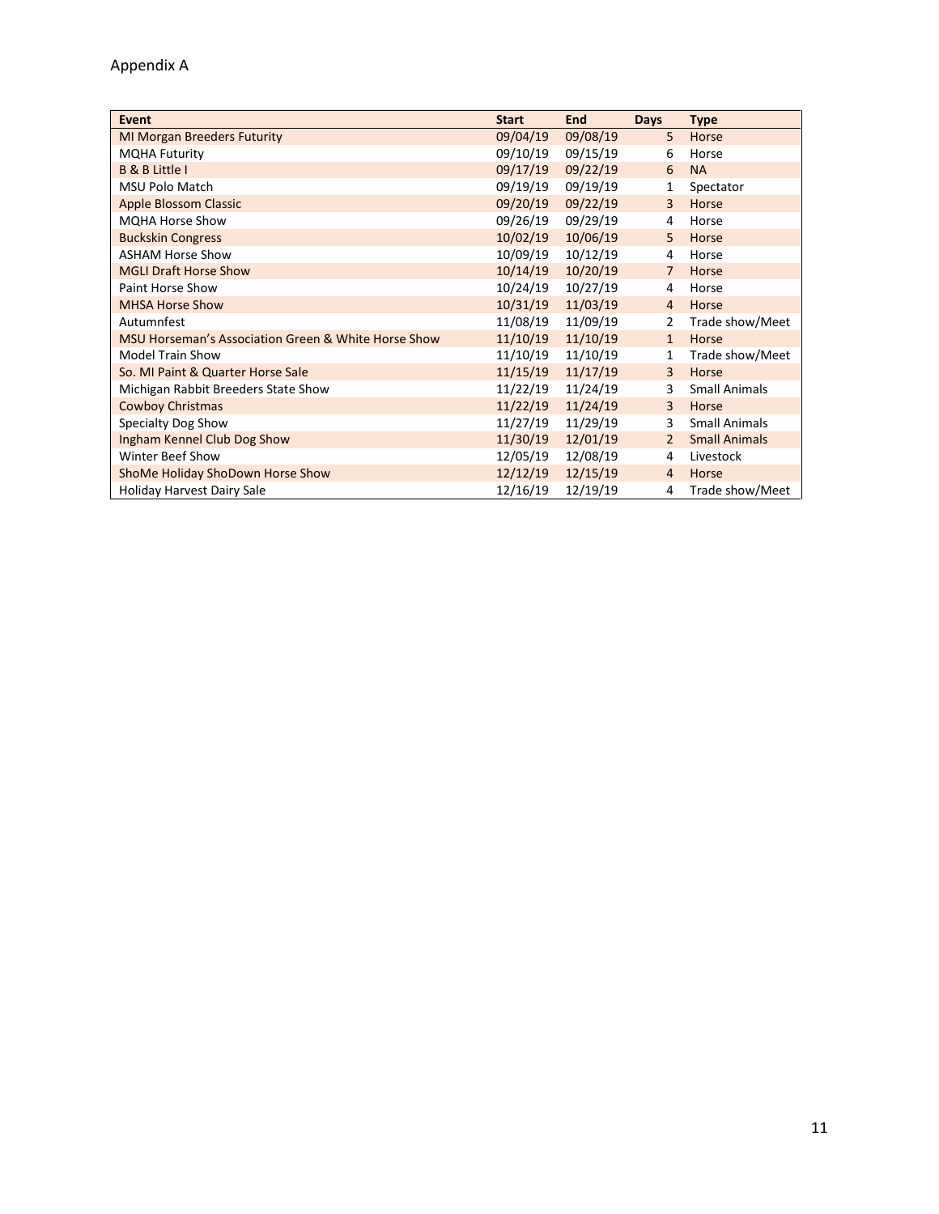Appendix A

| Event | Start | End | Days | Type |
| --- | --- | --- | --- | --- |
| MI Morgan Breeders Futurity | 09/04/19 | 09/08/19 | 5 | Horse |
| MQHA Futurity | 09/10/19 | 09/15/19 | 6 | Horse |
| B & B Little I | 09/17/19 | 09/22/19 | 6 | NA |
| MSU Polo Match | 09/19/19 | 09/19/19 | 1 | Spectator |
| Apple Blossom Classic | 09/20/19 | 09/22/19 | 3 | Horse |
| MQHA Horse Show | 09/26/19 | 09/29/19 | 4 | Horse |
| Buckskin Congress | 10/02/19 | 10/06/19 | 5 | Horse |
| ASHAM Horse Show | 10/09/19 | 10/12/19 | 4 | Horse |
| MGLI Draft Horse Show | 10/14/19 | 10/20/19 | 7 | Horse |
| Paint Horse Show | 10/24/19 | 10/27/19 | 4 | Horse |
| MHSA Horse Show | 10/31/19 | 11/03/19 | 4 | Horse |
| Autumnfest | 11/08/19 | 11/09/19 | 2 | Trade show/Meet |
| MSU Horseman's Association Green & White Horse Show | 11/10/19 | 11/10/19 | 1 | Horse |
| Model Train Show | 11/10/19 | 11/10/19 | 1 | Trade show/Meet |
| So. MI Paint & Quarter Horse Sale | 11/15/19 | 11/17/19 | 3 | Horse |
| Michigan Rabbit Breeders State Show | 11/22/19 | 11/24/19 | 3 | Small Animals |
| Cowboy Christmas | 11/22/19 | 11/24/19 | 3 | Horse |
| Specialty Dog Show | 11/27/19 | 11/29/19 | 3 | Small Animals |
| Ingham Kennel Club Dog Show | 11/30/19 | 12/01/19 | 2 | Small Animals |
| Winter Beef Show | 12/05/19 | 12/08/19 | 4 | Livestock |
| ShoMe Holiday ShoDown Horse Show | 12/12/19 | 12/15/19 | 4 | Horse |
| Holiday Harvest Dairy Sale | 12/16/19 | 12/19/19 | 4 | Trade show/Meet |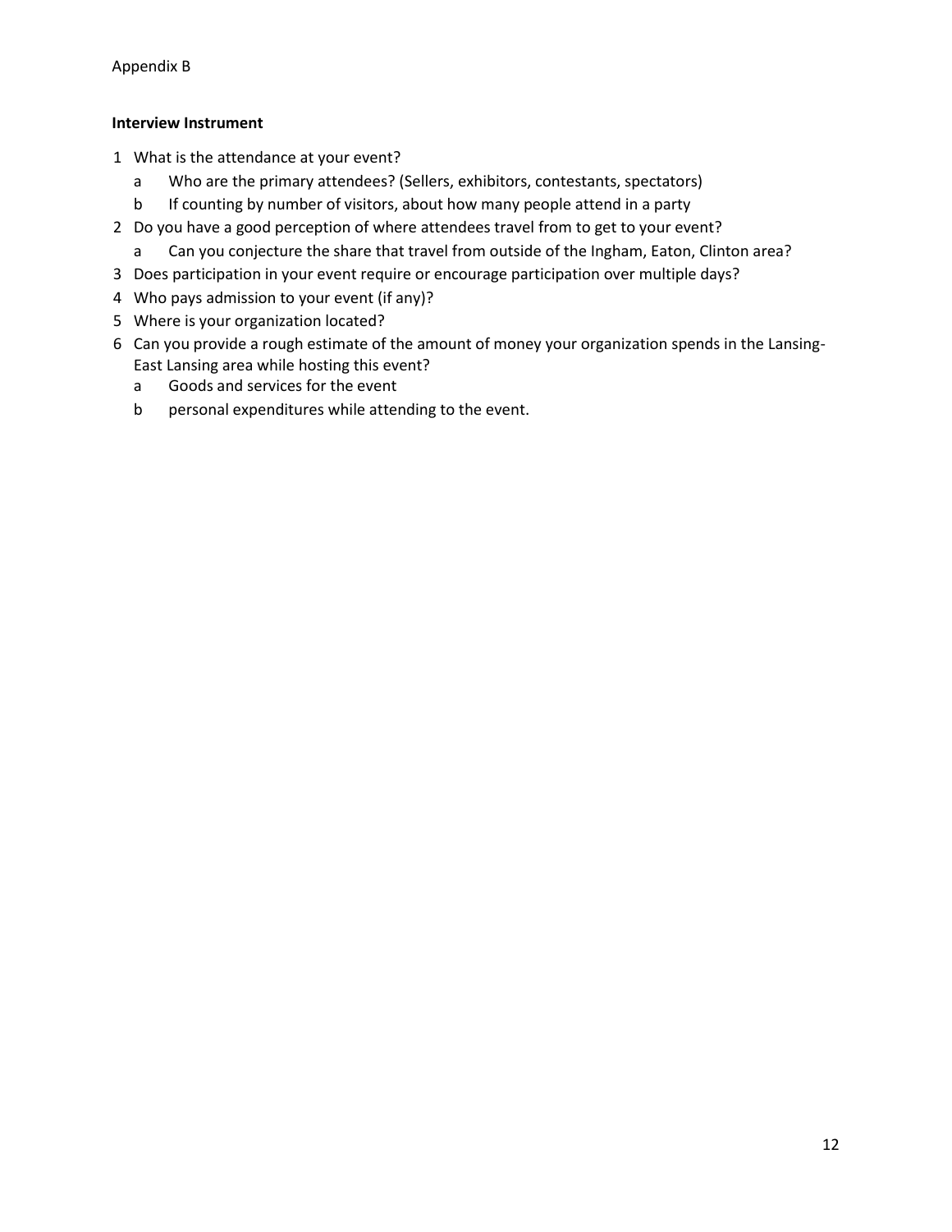Appendix B

**Interview Instrument**

1. What is the attendance at your event?
   a. Who are the primary attendees? (Sellers, exhibitors, contestants, spectators)
   b. If counting by number of visitors, about how many people attend in a party
2. Do you have a good perception of where attendees travel from to get to your event?
   a. Can you conjecture the share that travel from outside of the Ingham, Eaton, Clinton area?
3. Does participation in your event require or encourage participation over multiple days?
4. Who pays admission to your event (if any)?
5. Where is your organization located?
6. Can you provide a rough estimate of the amount of money your organization spends in the Lansing-East Lansing area while hosting this event?
   a. Goods and services for the event
   b. personal expenditures while attending to the event.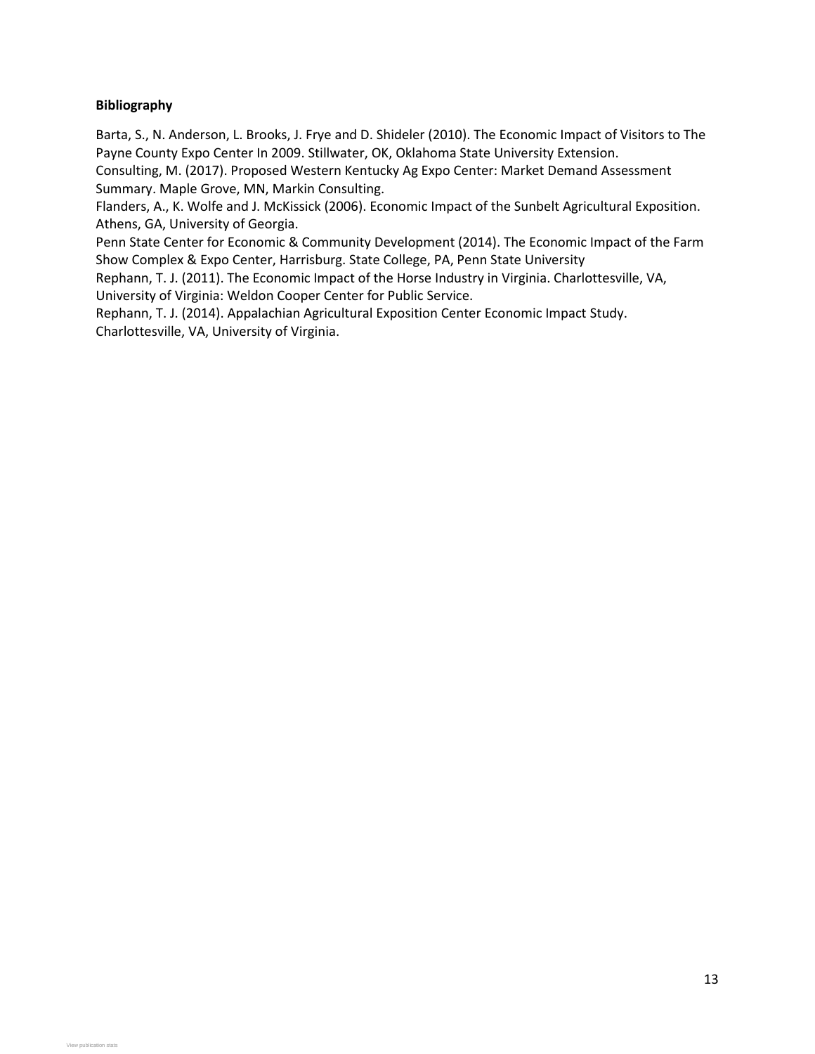**Bibliography**

Barta, S., N. Anderson, L. Brooks, J. Frye and D. Shideler (2010). The Economic Impact of Visitors to The Payne County Expo Center In 2009. Stillwater, OK, Oklahoma State University Extension.

Consulting, M. (2017). Proposed Western Kentucky Ag Expo Center: Market Demand Assessment Summary. Maple Grove, MN, Markin Consulting.

Flanders, A., K. Wolfe and J. McKissick (2006). Economic Impact of the Sunbelt Agricultural Exposition. Athens, GA, University of Georgia.

Penn State Center for Economic & Community Development (2014). The Economic Impact of the Farm Show Complex & Expo Center, Harrisburg. State College, PA, Penn State University

Rephann, T. J. (2011). The Economic Impact of the Horse Industry in Virginia. Charlottesville, VA, University of Virginia: Weldon Cooper Center for Public Service.

Rephann, T. J. (2014). Appalachian Agricultural Exposition Center Economic Impact Study. Charlottesville, VA, University of Virginia.